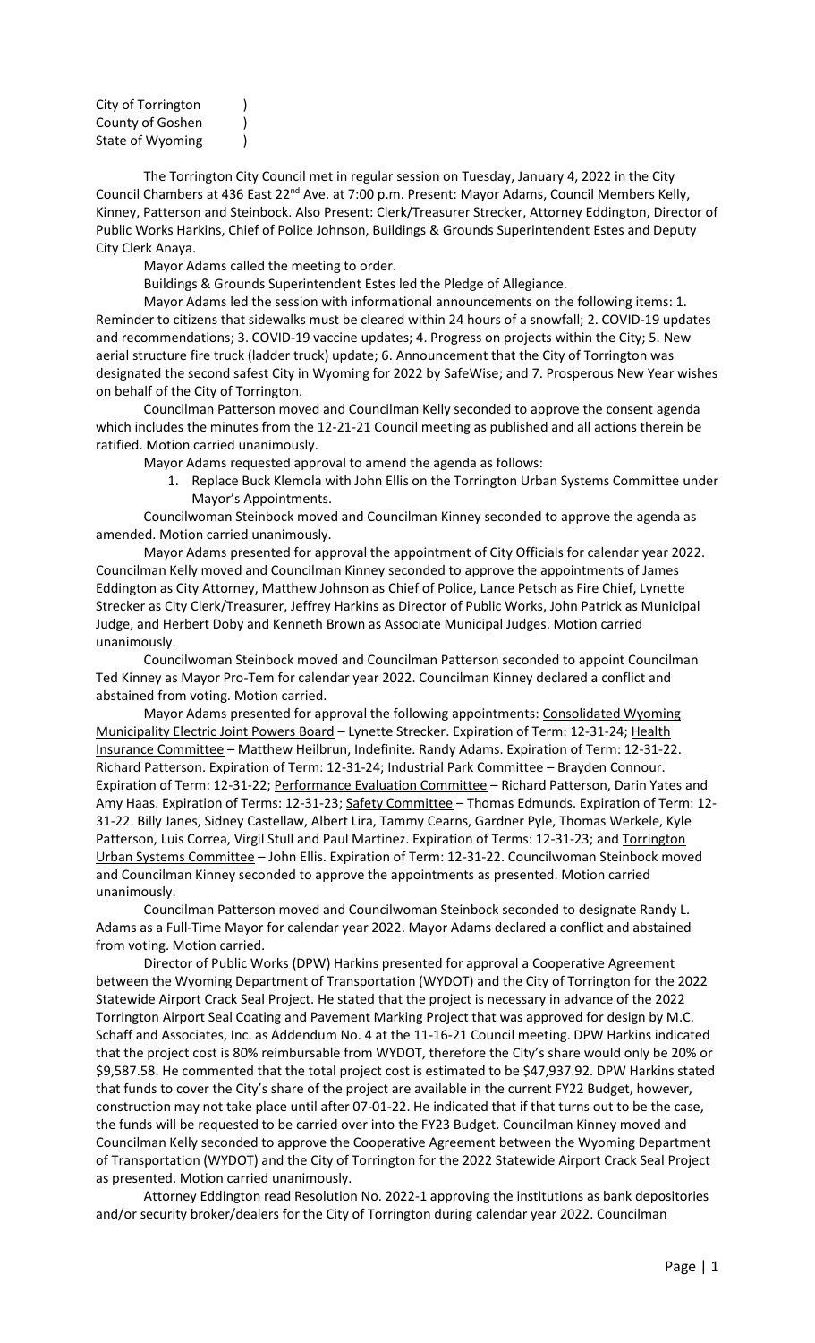City of Torrington )
County of Goshen )
State of Wyoming )

The Torrington City Council met in regular session on Tuesday, January 4, 2022 in the City Council Chambers at 436 East 22nd Ave. at 7:00 p.m. Present: Mayor Adams, Council Members Kelly, Kinney, Patterson and Steinbock. Also Present: Clerk/Treasurer Strecker, Attorney Eddington, Director of Public Works Harkins, Chief of Police Johnson, Buildings & Grounds Superintendent Estes and Deputy City Clerk Anaya.

Mayor Adams called the meeting to order.

Buildings & Grounds Superintendent Estes led the Pledge of Allegiance.

Mayor Adams led the session with informational announcements on the following items: 1. Reminder to citizens that sidewalks must be cleared within 24 hours of a snowfall; 2. COVID-19 updates and recommendations; 3. COVID-19 vaccine updates; 4. Progress on projects within the City; 5. New aerial structure fire truck (ladder truck) update; 6. Announcement that the City of Torrington was designated the second safest City in Wyoming for 2022 by SafeWise; and 7. Prosperous New Year wishes on behalf of the City of Torrington.

Councilman Patterson moved and Councilman Kelly seconded to approve the consent agenda which includes the minutes from the 12-21-21 Council meeting as published and all actions therein be ratified. Motion carried unanimously.

Mayor Adams requested approval to amend the agenda as follows:

1. Replace Buck Klemola with John Ellis on the Torrington Urban Systems Committee under Mayor's Appointments.

Councilwoman Steinbock moved and Councilman Kinney seconded to approve the agenda as amended. Motion carried unanimously.

Mayor Adams presented for approval the appointment of City Officials for calendar year 2022. Councilman Kelly moved and Councilman Kinney seconded to approve the appointments of James Eddington as City Attorney, Matthew Johnson as Chief of Police, Lance Petsch as Fire Chief, Lynette Strecker as City Clerk/Treasurer, Jeffrey Harkins as Director of Public Works, John Patrick as Municipal Judge, and Herbert Doby and Kenneth Brown as Associate Municipal Judges. Motion carried unanimously.

Councilwoman Steinbock moved and Councilman Patterson seconded to appoint Councilman Ted Kinney as Mayor Pro-Tem for calendar year 2022. Councilman Kinney declared a conflict and abstained from voting. Motion carried.

Mayor Adams presented for approval the following appointments: Consolidated Wyoming Municipality Electric Joint Powers Board – Lynette Strecker. Expiration of Term: 12-31-24; Health Insurance Committee – Matthew Heilbrun, Indefinite. Randy Adams. Expiration of Term: 12-31-22. Richard Patterson. Expiration of Term: 12-31-24; Industrial Park Committee – Brayden Connour. Expiration of Term: 12-31-22; Performance Evaluation Committee – Richard Patterson, Darin Yates and Amy Haas. Expiration of Terms: 12-31-23; Safety Committee – Thomas Edmunds. Expiration of Term: 12-31-22. Billy Janes, Sidney Castellaw, Albert Lira, Tammy Cearns, Gardner Pyle, Thomas Werkele, Kyle Patterson, Luis Correa, Virgil Stull and Paul Martinez. Expiration of Terms: 12-31-23; and Torrington Urban Systems Committee – John Ellis. Expiration of Term: 12-31-22. Councilwoman Steinbock moved and Councilman Kinney seconded to approve the appointments as presented. Motion carried unanimously.

Councilman Patterson moved and Councilwoman Steinbock seconded to designate Randy L. Adams as a Full-Time Mayor for calendar year 2022. Mayor Adams declared a conflict and abstained from voting. Motion carried.

Director of Public Works (DPW) Harkins presented for approval a Cooperative Agreement between the Wyoming Department of Transportation (WYDOT) and the City of Torrington for the 2022 Statewide Airport Crack Seal Project. He stated that the project is necessary in advance of the 2022 Torrington Airport Seal Coating and Pavement Marking Project that was approved for design by M.C. Schaff and Associates, Inc. as Addendum No. 4 at the 11-16-21 Council meeting. DPW Harkins indicated that the project cost is 80% reimbursable from WYDOT, therefore the City's share would only be 20% or $9,587.58. He commented that the total project cost is estimated to be $47,937.92. DPW Harkins stated that funds to cover the City's share of the project are available in the current FY22 Budget, however, construction may not take place until after 07-01-22. He indicated that if that turns out to be the case, the funds will be requested to be carried over into the FY23 Budget. Councilman Kinney moved and Councilman Kelly seconded to approve the Cooperative Agreement between the Wyoming Department of Transportation (WYDOT) and the City of Torrington for the 2022 Statewide Airport Crack Seal Project as presented. Motion carried unanimously.

Attorney Eddington read Resolution No. 2022-1 approving the institutions as bank depositories and/or security broker/dealers for the City of Torrington during calendar year 2022. Councilman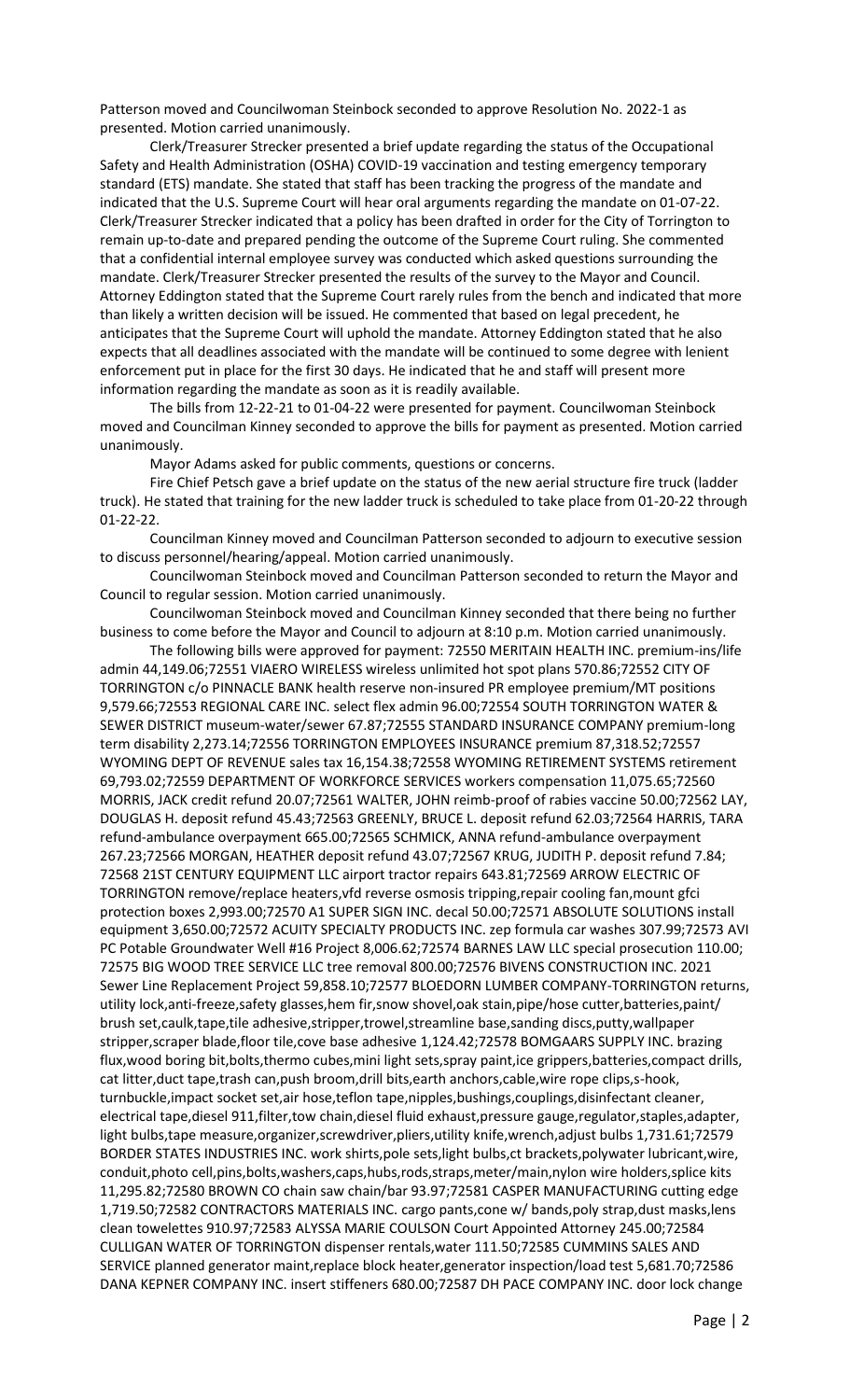Patterson moved and Councilwoman Steinbock seconded to approve Resolution No. 2022-1 as presented. Motion carried unanimously.

Clerk/Treasurer Strecker presented a brief update regarding the status of the Occupational Safety and Health Administration (OSHA) COVID-19 vaccination and testing emergency temporary standard (ETS) mandate. She stated that staff has been tracking the progress of the mandate and indicated that the U.S. Supreme Court will hear oral arguments regarding the mandate on 01-07-22. Clerk/Treasurer Strecker indicated that a policy has been drafted in order for the City of Torrington to remain up-to-date and prepared pending the outcome of the Supreme Court ruling. She commented that a confidential internal employee survey was conducted which asked questions surrounding the mandate. Clerk/Treasurer Strecker presented the results of the survey to the Mayor and Council. Attorney Eddington stated that the Supreme Court rarely rules from the bench and indicated that more than likely a written decision will be issued. He commented that based on legal precedent, he anticipates that the Supreme Court will uphold the mandate. Attorney Eddington stated that he also expects that all deadlines associated with the mandate will be continued to some degree with lenient enforcement put in place for the first 30 days. He indicated that he and staff will present more information regarding the mandate as soon as it is readily available.

The bills from 12-22-21 to 01-04-22 were presented for payment. Councilwoman Steinbock moved and Councilman Kinney seconded to approve the bills for payment as presented. Motion carried unanimously.

Mayor Adams asked for public comments, questions or concerns.

Fire Chief Petsch gave a brief update on the status of the new aerial structure fire truck (ladder truck). He stated that training for the new ladder truck is scheduled to take place from 01-20-22 through 01-22-22.

Councilman Kinney moved and Councilman Patterson seconded to adjourn to executive session to discuss personnel/hearing/appeal. Motion carried unanimously.

Councilwoman Steinbock moved and Councilman Patterson seconded to return the Mayor and Council to regular session. Motion carried unanimously.

Councilwoman Steinbock moved and Councilman Kinney seconded that there being no further business to come before the Mayor and Council to adjourn at 8:10 p.m. Motion carried unanimously.

The following bills were approved for payment: 72550 MERITAIN HEALTH INC. premium-ins/life admin 44,149.06;72551 VIAERO WIRELESS wireless unlimited hot spot plans 570.86;72552 CITY OF TORRINGTON c/o PINNACLE BANK health reserve non-insured PR employee premium/MT positions 9,579.66;72553 REGIONAL CARE INC. select flex admin 96.00;72554 SOUTH TORRINGTON WATER & SEWER DISTRICT museum-water/sewer 67.87;72555 STANDARD INSURANCE COMPANY premium-long term disability 2,273.14;72556 TORRINGTON EMPLOYEES INSURANCE premium 87,318.52;72557 WYOMING DEPT OF REVENUE sales tax 16,154.38;72558 WYOMING RETIREMENT SYSTEMS retirement 69,793.02;72559 DEPARTMENT OF WORKFORCE SERVICES workers compensation 11,075.65;72560 MORRIS, JACK credit refund 20.07;72561 WALTER, JOHN reimb-proof of rabies vaccine 50.00;72562 LAY, DOUGLAS H. deposit refund 45.43;72563 GREENLY, BRUCE L. deposit refund 62.03;72564 HARRIS, TARA refund-ambulance overpayment 665.00;72565 SCHMICK, ANNA refund-ambulance overpayment 267.23;72566 MORGAN, HEATHER deposit refund 43.07;72567 KRUG, JUDITH P. deposit refund 7.84; 72568 21ST CENTURY EQUIPMENT LLC airport tractor repairs 643.81;72569 ARROW ELECTRIC OF TORRINGTON remove/replace heaters,vfd reverse osmosis tripping,repair cooling fan,mount gfci protection boxes 2,993.00;72570 A1 SUPER SIGN INC. decal 50.00;72571 ABSOLUTE SOLUTIONS install equipment 3,650.00;72572 ACUITY SPECIALTY PRODUCTS INC. zep formula car washes 307.99;72573 AVI PC Potable Groundwater Well #16 Project 8,006.62;72574 BARNES LAW LLC special prosecution 110.00; 72575 BIG WOOD TREE SERVICE LLC tree removal 800.00;72576 BIVENS CONSTRUCTION INC. 2021 Sewer Line Replacement Project 59,858.10;72577 BLOEDORN LUMBER COMPANY-TORRINGTON returns, utility lock,anti-freeze,safety glasses,hem fir,snow shovel,oak stain,pipe/hose cutter,batteries,paint/ brush set,caulk,tape,tile adhesive,stripper,trowel,streamline base,sanding discs,putty,wallpaper stripper,scraper blade,floor tile,cove base adhesive 1,124.42;72578 BOMGAARS SUPPLY INC. brazing flux,wood boring bit,bolts,thermo cubes,mini light sets,spray paint,ice grippers,batteries,compact drills, cat litter,duct tape,trash can,push broom,drill bits,earth anchors,cable,wire rope clips,s-hook, turnbuckle,impact socket set,air hose,teflon tape,nipples,bushings,couplings,disinfectant cleaner, electrical tape,diesel 911,filter,tow chain,diesel fluid exhaust,pressure gauge,regulator,staples,adapter, light bulbs,tape measure,organizer,screwdriver,pliers,utility knife,wrench,adjust bulbs 1,731.61;72579 BORDER STATES INDUSTRIES INC. work shirts,pole sets,light bulbs,ct brackets,polywater lubricant,wire, conduit,photo cell,pins,bolts,washers,caps,hubs,rods,straps,meter/main,nylon wire holders,splice kits 11,295.82;72580 BROWN CO chain saw chain/bar 93.97;72581 CASPER MANUFACTURING cutting edge 1,719.50;72582 CONTRACTORS MATERIALS INC. cargo pants,cone w/ bands,poly strap,dust masks,lens clean towelettes 910.97;72583 ALYSSA MARIE COULSON Court Appointed Attorney 245.00;72584 CULLIGAN WATER OF TORRINGTON dispenser rentals,water 111.50;72585 CUMMINS SALES AND SERVICE planned generator maint,replace block heater,generator inspection/load test 5,681.70;72586 DANA KEPNER COMPANY INC. insert stiffeners 680.00;72587 DH PACE COMPANY INC. door lock change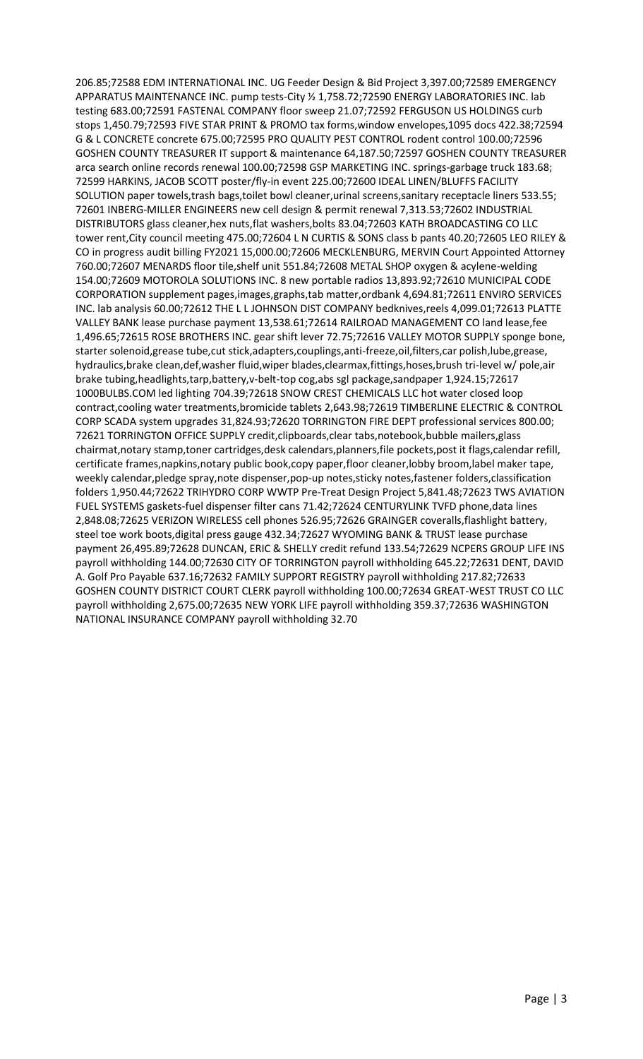206.85;72588 EDM INTERNATIONAL INC. UG Feeder Design & Bid Project 3,397.00;72589 EMERGENCY APPARATUS MAINTENANCE INC. pump tests-City ½ 1,758.72;72590 ENERGY LABORATORIES INC. lab testing 683.00;72591 FASTENAL COMPANY floor sweep 21.07;72592 FERGUSON US HOLDINGS curb stops 1,450.79;72593 FIVE STAR PRINT & PROMO tax forms,window envelopes,1095 docs 422.38;72594 G & L CONCRETE concrete 675.00;72595 PRO QUALITY PEST CONTROL rodent control 100.00;72596 GOSHEN COUNTY TREASURER IT support & maintenance 64,187.50;72597 GOSHEN COUNTY TREASURER arca search online records renewal 100.00;72598 GSP MARKETING INC. springs-garbage truck 183.68; 72599 HARKINS, JACOB SCOTT poster/fly-in event 225.00;72600 IDEAL LINEN/BLUFFS FACILITY SOLUTION paper towels,trash bags,toilet bowl cleaner,urinal screens,sanitary receptacle liners 533.55; 72601 INBERG-MILLER ENGINEERS new cell design & permit renewal 7,313.53;72602 INDUSTRIAL DISTRIBUTORS glass cleaner,hex nuts,flat washers,bolts 83.04;72603 KATH BROADCASTING CO LLC tower rent,City council meeting 475.00;72604 L N CURTIS & SONS class b pants 40.20;72605 LEO RILEY & CO in progress audit billing FY2021 15,000.00;72606 MECKLENBURG, MERVIN Court Appointed Attorney 760.00;72607 MENARDS floor tile,shelf unit 551.84;72608 METAL SHOP oxygen & acylene-welding 154.00;72609 MOTOROLA SOLUTIONS INC. 8 new portable radios 13,893.92;72610 MUNICIPAL CODE CORPORATION supplement pages,images,graphs,tab matter,ordbank 4,694.81;72611 ENVIRO SERVICES INC. lab analysis 60.00;72612 THE L L JOHNSON DIST COMPANY bedknives,reels 4,099.01;72613 PLATTE VALLEY BANK lease purchase payment 13,538.61;72614 RAILROAD MANAGEMENT CO land lease,fee 1,496.65;72615 ROSE BROTHERS INC. gear shift lever 72.75;72616 VALLEY MOTOR SUPPLY sponge bone, starter solenoid,grease tube,cut stick,adapters,couplings,anti-freeze,oil,filters,car polish,lube,grease, hydraulics,brake clean,def,washer fluid,wiper blades,clearmax,fittings,hoses,brush tri-level w/ pole,air brake tubing,headlights,tarp,battery,v-belt-top cog,abs sgl package,sandpaper 1,924.15;72617 1000BULBS.COM led lighting 704.39;72618 SNOW CREST CHEMICALS LLC hot water closed loop contract,cooling water treatments,bromicide tablets 2,643.98;72619 TIMBERLINE ELECTRIC & CONTROL CORP SCADA system upgrades 31,824.93;72620 TORRINGTON FIRE DEPT professional services 800.00; 72621 TORRINGTON OFFICE SUPPLY credit,clipboards,clear tabs,notebook,bubble mailers,glass chairmat,notary stamp,toner cartridges,desk calendars,planners,file pockets,post it flags,calendar refill, certificate frames,napkins,notary public book,copy paper,floor cleaner,lobby broom,label maker tape, weekly calendar,pledge spray,note dispenser,pop-up notes,sticky notes,fastener folders,classification folders 1,950.44;72622 TRIHYDRO CORP WWTP Pre-Treat Design Project 5,841.48;72623 TWS AVIATION FUEL SYSTEMS gaskets-fuel dispenser filter cans 71.42;72624 CENTURYLINK TVFD phone,data lines 2,848.08;72625 VERIZON WIRELESS cell phones 526.95;72626 GRAINGER coveralls,flashlight battery, steel toe work boots,digital press gauge 432.34;72627 WYOMING BANK & TRUST lease purchase payment 26,495.89;72628 DUNCAN, ERIC & SHELLY credit refund 133.54;72629 NCPERS GROUP LIFE INS payroll withholding 144.00;72630 CITY OF TORRINGTON payroll withholding 645.22;72631 DENT, DAVID A. Golf Pro Payable 637.16;72632 FAMILY SUPPORT REGISTRY payroll withholding 217.82;72633 GOSHEN COUNTY DISTRICT COURT CLERK payroll withholding 100.00;72634 GREAT-WEST TRUST CO LLC payroll withholding 2,675.00;72635 NEW YORK LIFE payroll withholding 359.37;72636 WASHINGTON NATIONAL INSURANCE COMPANY payroll withholding 32.70